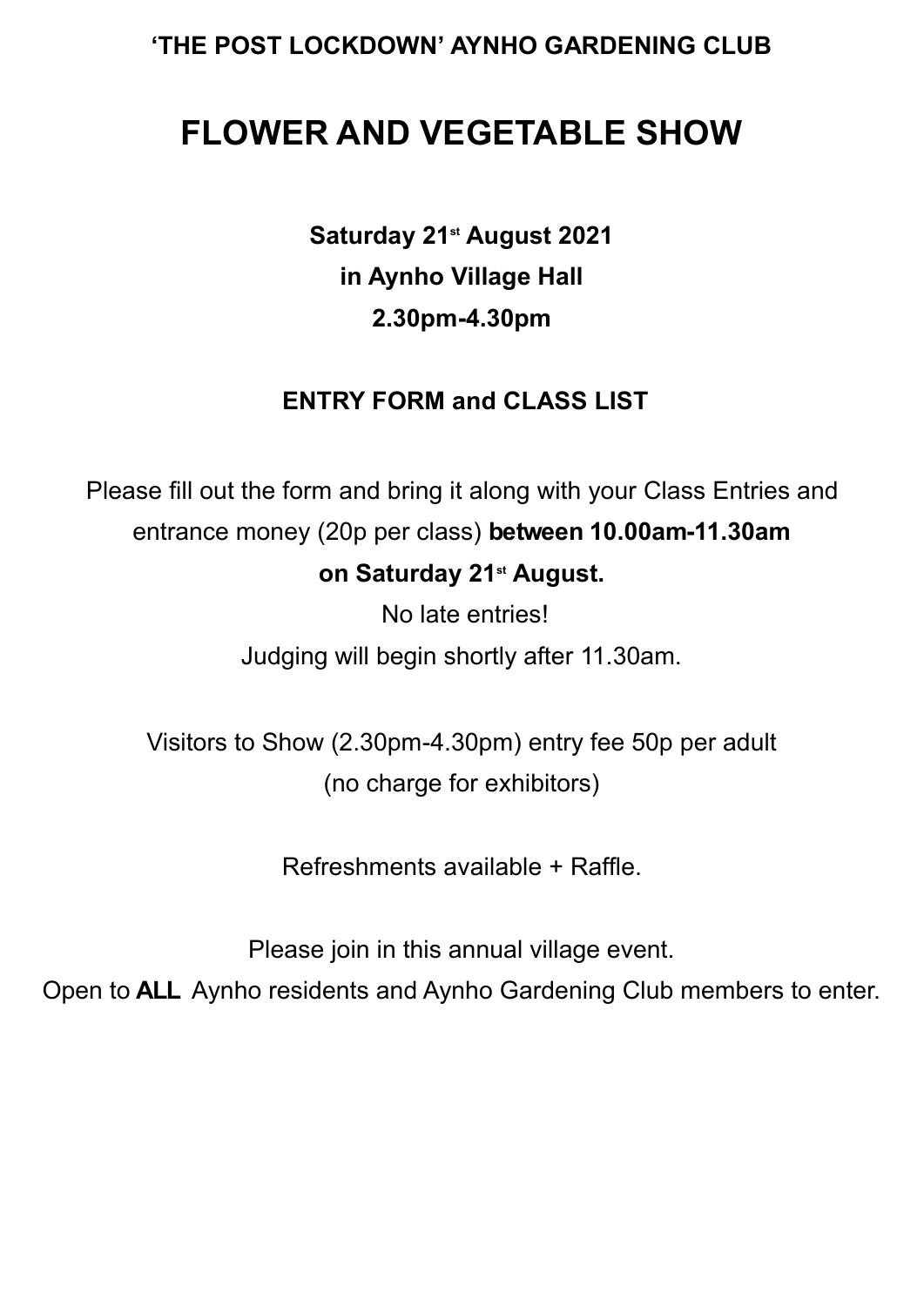**'THE POST LOCKDOWN' AYNHO GARDENING CLUB**

# FLOWER AND VEGETABLE SHOW

**Saturday 21st August 2021**

**in Aynho Village Hall**

**2.30pm-4.30pm**

**ENTRY FORM and CLASS LIST**

Please fill out the form and bring it along with your Class Entries and entrance money (20p per class) **between 10.00am-11.30am on Saturday 21st August.**

No late entries!

Judging will begin shortly after 11.30am.

Visitors to Show (2.30pm-4.30pm) entry fee 50p per adult (no charge for exhibitors)

Refreshments available + Raffle.

Please join in this annual village event.

Open to **ALL** Aynho residents and Aynho Gardening Club members to enter.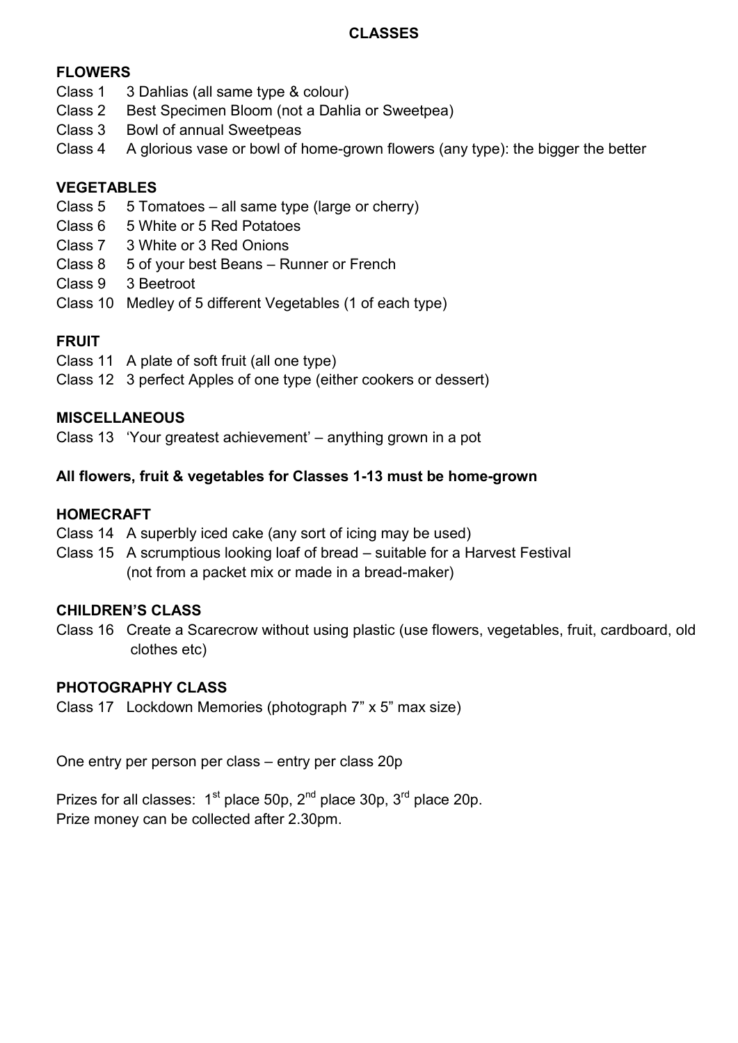# CLASSES

## FLOWERS

Class 1 3 Dahlias (all same type & colour)
Class 2 Best Specimen Bloom (not a Dahlia or Sweetpea)
Class 3 Bowl of annual Sweetpeas
Class 4 A glorious vase or bowl of home-grown flowers (any type): the bigger the better

## VEGETABLES

Class 5 5 Tomatoes – all same type (large or cherry)
Class 6 5 White or 5 Red Potatoes
Class 7 3 White or 3 Red Onions
Class 8 5 of your best Beans – Runner or French
Class 9 3 Beetroot
Class 10 Medley of 5 different Vegetables (1 of each type)

## FRUIT

Class 11 A plate of soft fruit (all one type)
Class 12 3 perfect Apples of one type (either cookers or dessert)

## MISCELLANEOUS

Class 13 'Your greatest achievement' – anything grown in a pot

**All flowers, fruit & vegetables for Classes 1-13 must be home-grown**

## HOMECRAFT

Class 14 A superbly iced cake (any sort of icing may be used)
Class 15 A scrumptious looking loaf of bread – suitable for a Harvest Festival (not from a packet mix or made in a bread-maker)

## CHILDREN'S CLASS

Class 16 Create a Scarecrow without using plastic (use flowers, vegetables, fruit, cardboard, old clothes etc)

## PHOTOGRAPHY CLASS

Class 17 Lockdown Memories (photograph 7" x 5" max size)

One entry per person per class – entry per class 20p

Prizes for all classes: 1st place 50p, 2nd place 30p, 3rd place 20p.
Prize money can be collected after 2.30pm.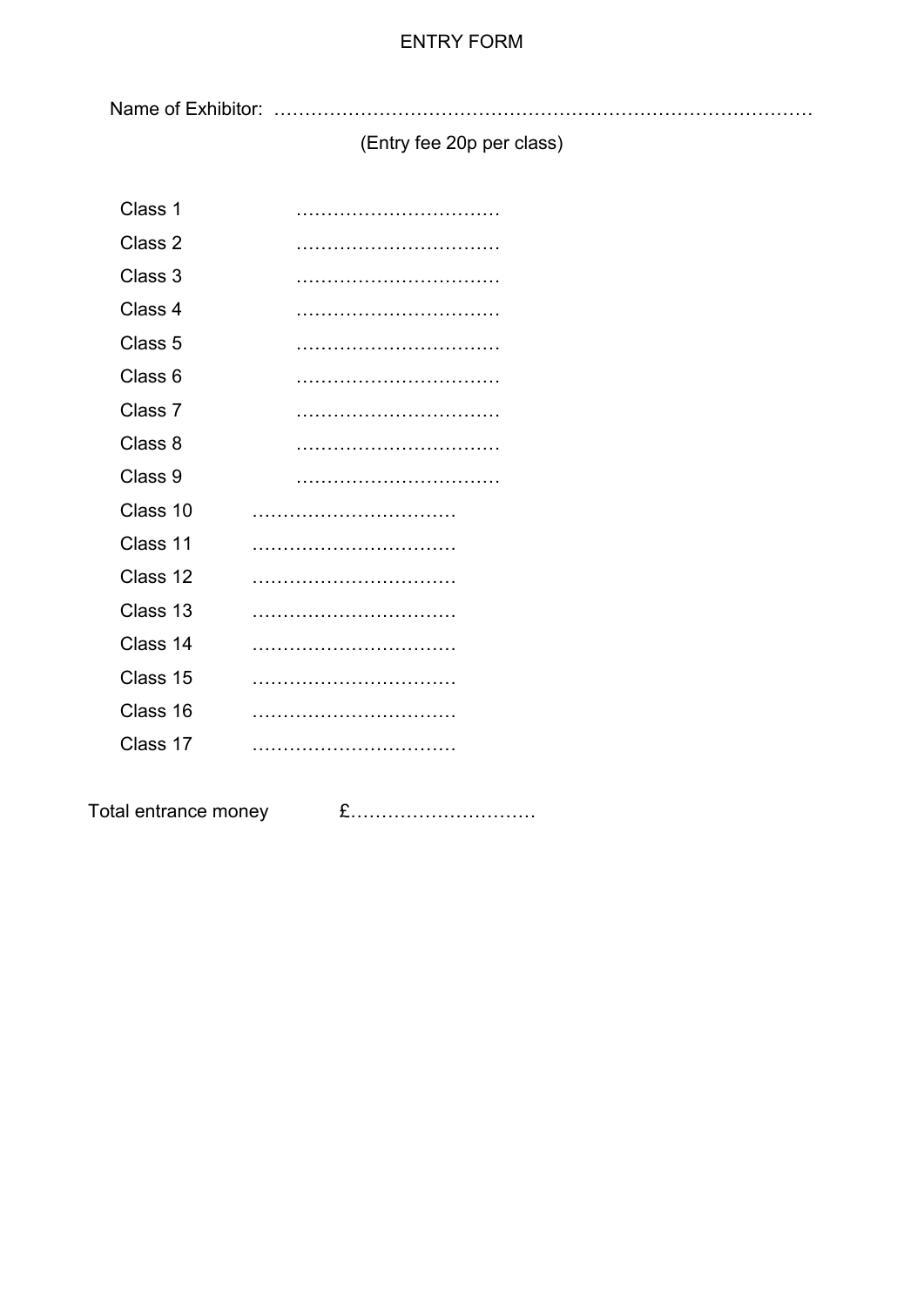# ENTRY FORM

Name of Exhibitor: ………………………………………………………………………………

(Entry fee 20p per class)

Class 1 ……………………………

Class 2 ……………………………

Class 3 ……………………………

Class 4 ……………………………

Class 5 ……………………………

Class 6 ……………………………

Class 7 ……………………………

Class 8 ……………………………

Class 9 ……………………………

Class 10 ……………………………

Class 11 ……………………………

Class 12 ……………………………

Class 13 ……………………………

Class 14 ……………………………

Class 15 ……………………………

Class 16 ……………………………

Class 17 ……………………………

Total entrance money £…………………………